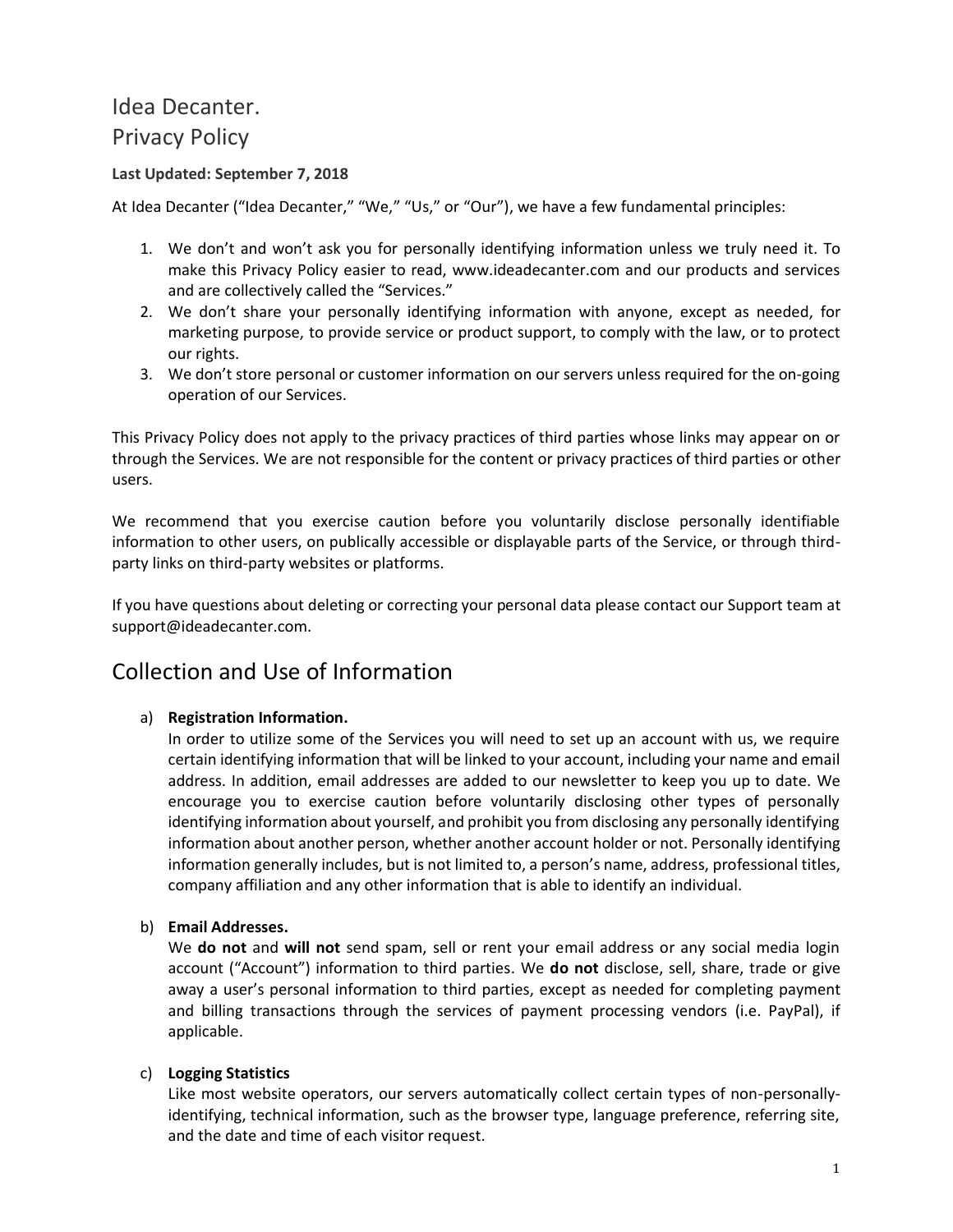# Idea Decanter.
# Privacy Policy

**Last Updated: September 7, 2018**

At Idea Decanter ("Idea Decanter," "We," "Us," or "Our"), we have a few fundamental principles:

1. We don't and won't ask you for personally identifying information unless we truly need it. To make this Privacy Policy easier to read, www.ideadecanter.com and our products and services and are collectively called the "Services."
2. We don't share your personally identifying information with anyone, except as needed, for marketing purpose, to provide service or product support, to comply with the law, or to protect our rights.
3. We don't store personal or customer information on our servers unless required for the on-going operation of our Services.

This Privacy Policy does not apply to the privacy practices of third parties whose links may appear on or through the Services. We are not responsible for the content or privacy practices of third parties or other users.

We recommend that you exercise caution before you voluntarily disclose personally identifiable information to other users, on publically accessible or displayable parts of the Service, or through third-party links on third-party websites or platforms.

If you have questions about deleting or correcting your personal data please contact our Support team at support@ideadecanter.com.

## Collection and Use of Information

a) **Registration Information.**
In order to utilize some of the Services you will need to set up an account with us, we require certain identifying information that will be linked to your account, including your name and email address. In addition, email addresses are added to our newsletter to keep you up to date. We encourage you to exercise caution before voluntarily disclosing other types of personally identifying information about yourself, and prohibit you from disclosing any personally identifying information about another person, whether another account holder or not. Personally identifying information generally includes, but is not limited to, a person's name, address, professional titles, company affiliation and any other information that is able to identify an individual.

b) **Email Addresses.**
We **do not** and **will not** send spam, sell or rent your email address or any social media login account ("Account") information to third parties. We **do not** disclose, sell, share, trade or give away a user's personal information to third parties, except as needed for completing payment and billing transactions through the services of payment processing vendors (i.e. PayPal), if applicable.

c) **Logging Statistics**
Like most website operators, our servers automatically collect certain types of non-personally-identifying, technical information, such as the browser type, language preference, referring site, and the date and time of each visitor request.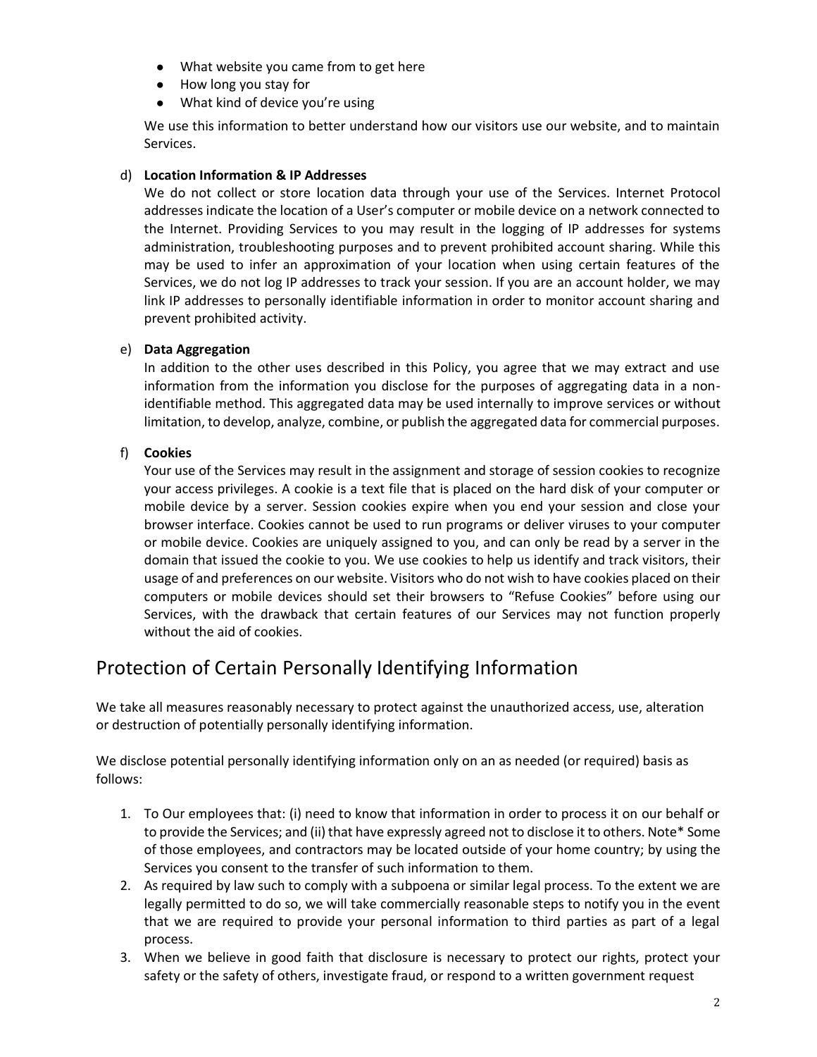- What website you came from to get here
- How long you stay for
- What kind of device you're using

We use this information to better understand how our visitors use our website, and to maintain Services.

d) **Location Information & IP Addresses**
We do not collect or store location data through your use of the Services. Internet Protocol addresses indicate the location of a User's computer or mobile device on a network connected to the Internet. Providing Services to you may result in the logging of IP addresses for systems administration, troubleshooting purposes and to prevent prohibited account sharing. While this may be used to infer an approximation of your location when using certain features of the Services, we do not log IP addresses to track your session. If you are an account holder, we may link IP addresses to personally identifiable information in order to monitor account sharing and prevent prohibited activity.

e) **Data Aggregation**
In addition to the other uses described in this Policy, you agree that we may extract and use information from the information you disclose for the purposes of aggregating data in a non-identifiable method. This aggregated data may be used internally to improve services or without limitation, to develop, analyze, combine, or publish the aggregated data for commercial purposes.

f) **Cookies**
Your use of the Services may result in the assignment and storage of session cookies to recognize your access privileges. A cookie is a text file that is placed on the hard disk of your computer or mobile device by a server. Session cookies expire when you end your session and close your browser interface. Cookies cannot be used to run programs or deliver viruses to your computer or mobile device. Cookies are uniquely assigned to you, and can only be read by a server in the domain that issued the cookie to you. We use cookies to help us identify and track visitors, their usage of and preferences on our website. Visitors who do not wish to have cookies placed on their computers or mobile devices should set their browsers to "Refuse Cookies" before using our Services, with the drawback that certain features of our Services may not function properly without the aid of cookies.

## Protection of Certain Personally Identifying Information

We take all measures reasonably necessary to protect against the unauthorized access, use, alteration or destruction of potentially personally identifying information.

We disclose potential personally identifying information only on an as needed (or required) basis as follows:

1. To Our employees that: (i) need to know that information in order to process it on our behalf or to provide the Services; and (ii) that have expressly agreed not to disclose it to others. Note* Some of those employees, and contractors may be located outside of your home country; by using the Services you consent to the transfer of such information to them.
2. As required by law such to comply with a subpoena or similar legal process. To the extent we are legally permitted to do so, we will take commercially reasonable steps to notify you in the event that we are required to provide your personal information to third parties as part of a legal process.
3. When we believe in good faith that disclosure is necessary to protect our rights, protect your safety or the safety of others, investigate fraud, or respond to a written government request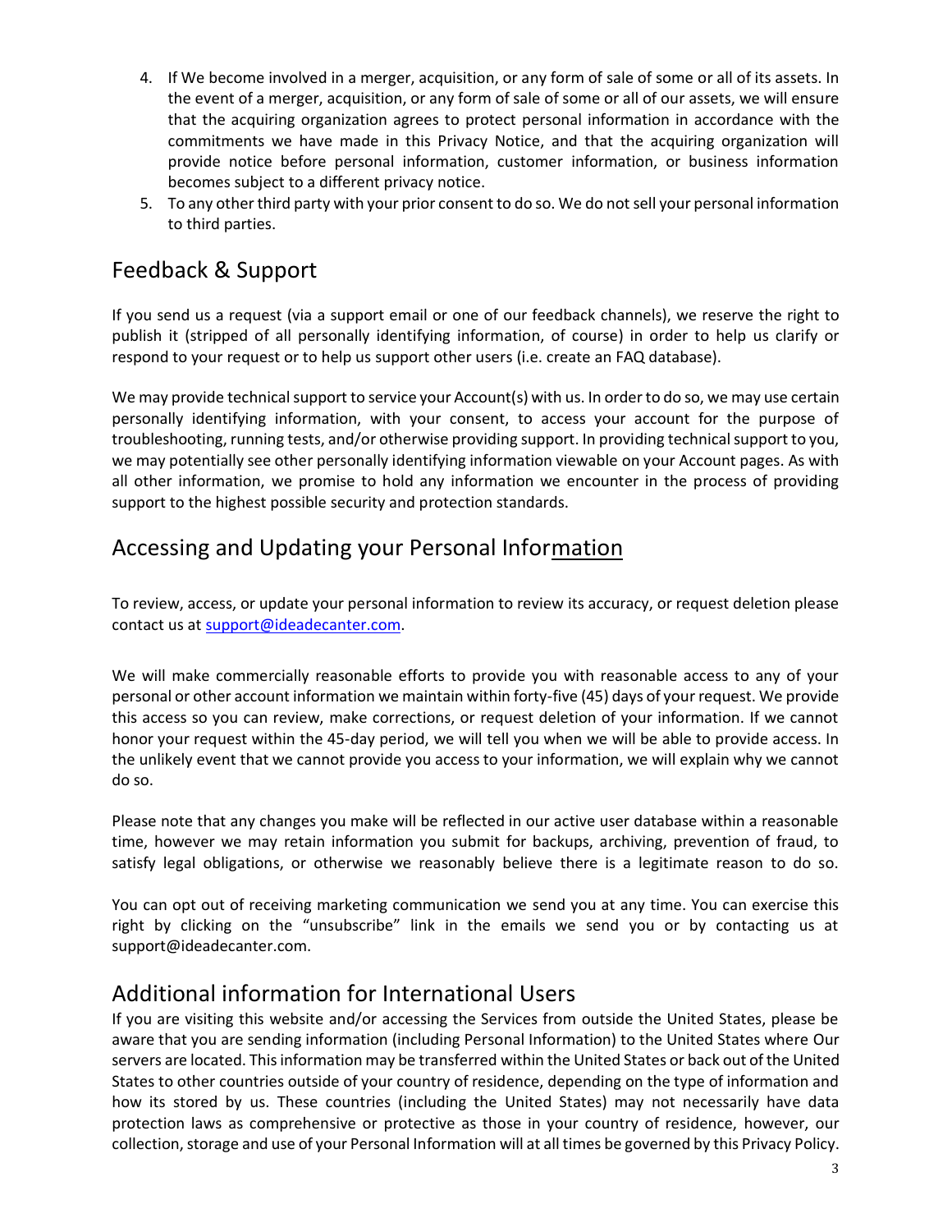4. If We become involved in a merger, acquisition, or any form of sale of some or all of its assets. In the event of a merger, acquisition, or any form of sale of some or all of our assets, we will ensure that the acquiring organization agrees to protect personal information in accordance with the commitments we have made in this Privacy Notice, and that the acquiring organization will provide notice before personal information, customer information, or business information becomes subject to a different privacy notice.
5. To any other third party with your prior consent to do so. We do not sell your personal information to third parties.

## Feedback & Support

If you send us a request (via a support email or one of our feedback channels), we reserve the right to publish it (stripped of all personally identifying information, of course) in order to help us clarify or respond to your request or to help us support other users (i.e. create an FAQ database).

We may provide technical support to service your Account(s) with us. In order to do so, we may use certain personally identifying information, with your consent, to access your account for the purpose of troubleshooting, running tests, and/or otherwise providing support. In providing technical support to you, we may potentially see other personally identifying information viewable on your Account pages. As with all other information, we promise to hold any information we encounter in the process of providing support to the highest possible security and protection standards.

## Accessing and Updating your Personal Information

To review, access, or update your personal information to review its accuracy, or request deletion please contact us at support@ideadecanter.com.

We will make commercially reasonable efforts to provide you with reasonable access to any of your personal or other account information we maintain within forty-five (45) days of your request. We provide this access so you can review, make corrections, or request deletion of your information. If we cannot honor your request within the 45-day period, we will tell you when we will be able to provide access. In the unlikely event that we cannot provide you access to your information, we will explain why we cannot do so.

Please note that any changes you make will be reflected in our active user database within a reasonable time, however we may retain information you submit for backups, archiving, prevention of fraud, to satisfy legal obligations, or otherwise we reasonably believe there is a legitimate reason to do so.

You can opt out of receiving marketing communication we send you at any time. You can exercise this right by clicking on the "unsubscribe" link in the emails we send you or by contacting us at support@ideadecanter.com.

## Additional information for International Users

If you are visiting this website and/or accessing the Services from outside the United States, please be aware that you are sending information (including Personal Information) to the United States where Our servers are located. This information may be transferred within the United States or back out of the United States to other countries outside of your country of residence, depending on the type of information and how its stored by us. These countries (including the United States) may not necessarily have data protection laws as comprehensive or protective as those in your country of residence, however, our collection, storage and use of your Personal Information will at all times be governed by this Privacy Policy.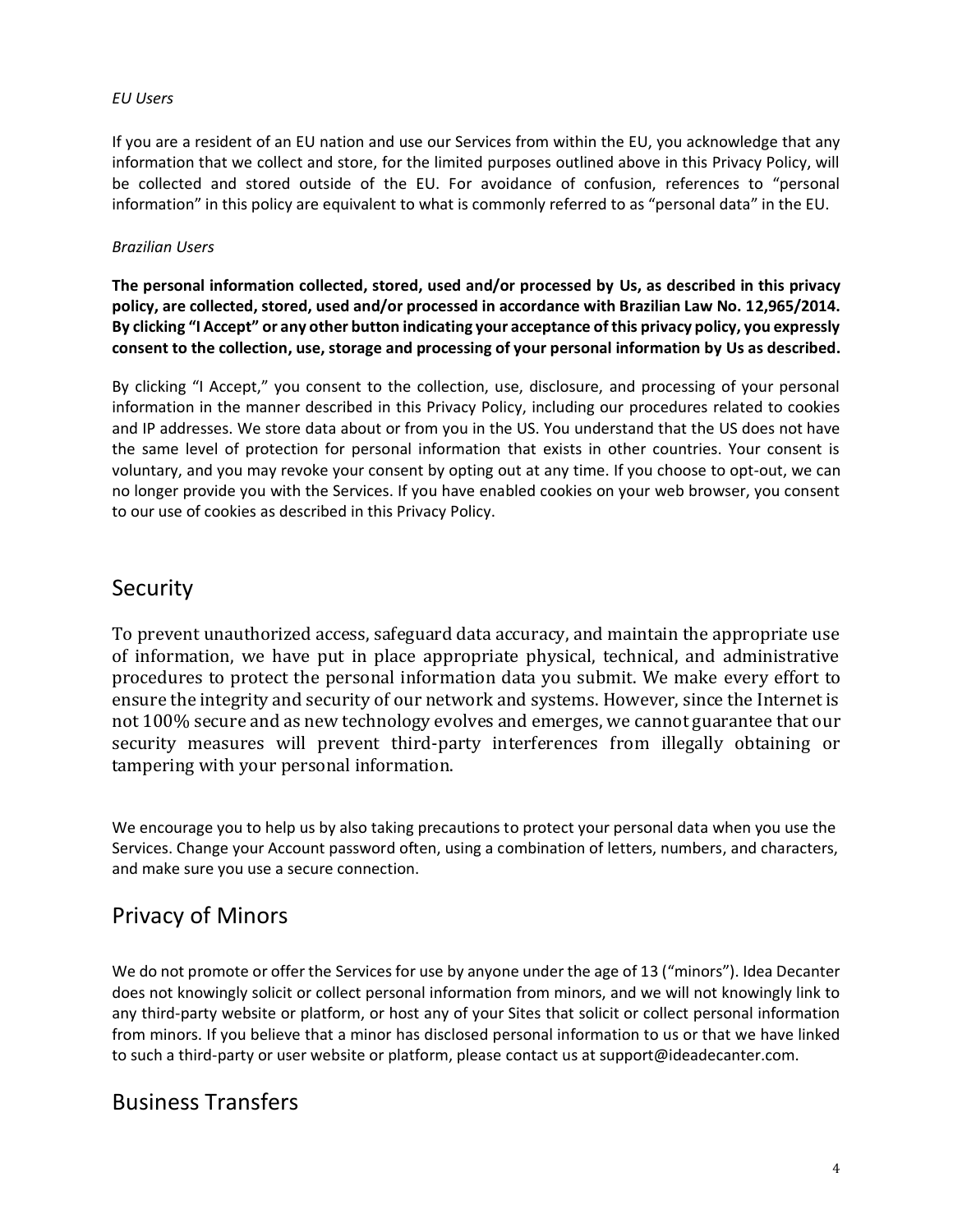*EU Users*

If you are a resident of an EU nation and use our Services from within the EU, you acknowledge that any information that we collect and store, for the limited purposes outlined above in this Privacy Policy, will be collected and stored outside of the EU. For avoidance of confusion, references to "personal information" in this policy are equivalent to what is commonly referred to as "personal data" in the EU.

*Brazilian Users*

**The personal information collected, stored, used and/or processed by Us, as described in this privacy policy, are collected, stored, used and/or processed in accordance with Brazilian Law No. 12,965/2014. By clicking "I Accept" or any other button indicating your acceptance of this privacy policy, you expressly consent to the collection, use, storage and processing of your personal information by Us as described.**

By clicking "I Accept," you consent to the collection, use, disclosure, and processing of your personal information in the manner described in this Privacy Policy, including our procedures related to cookies and IP addresses. We store data about or from you in the US. You understand that the US does not have the same level of protection for personal information that exists in other countries. Your consent is voluntary, and you may revoke your consent by opting out at any time. If you choose to opt-out, we can no longer provide you with the Services. If you have enabled cookies on your web browser, you consent to our use of cookies as described in this Privacy Policy.

## Security

To prevent unauthorized access, safeguard data accuracy, and maintain the appropriate use of information, we have put in place appropriate physical, technical, and administrative procedures to protect the personal information data you submit. We make every effort to ensure the integrity and security of our network and systems. However, since the Internet is not 100% secure and as new technology evolves and emerges, we cannot guarantee that our security measures will prevent third-party interferences from illegally obtaining or tampering with your personal information.

We encourage you to help us by also taking precautions to protect your personal data when you use the Services. Change your Account password often, using a combination of letters, numbers, and characters, and make sure you use a secure connection.

## Privacy of Minors

We do not promote or offer the Services for use by anyone under the age of 13 ("minors"). Idea Decanter does not knowingly solicit or collect personal information from minors, and we will not knowingly link to any third-party website or platform, or host any of your Sites that solicit or collect personal information from minors. If you believe that a minor has disclosed personal information to us or that we have linked to such a third-party or user website or platform, please contact us at support@ideadecanter.com.

## Business Transfers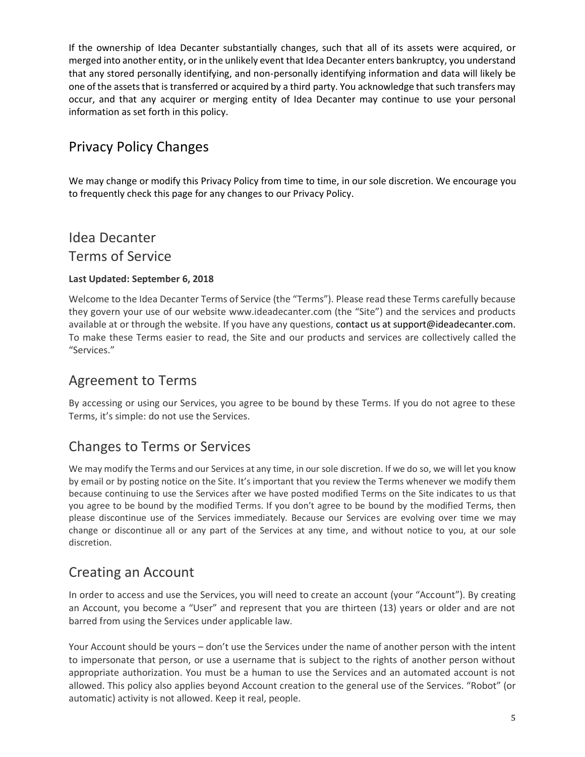If the ownership of Idea Decanter substantially changes, such that all of its assets were acquired, or merged into another entity, or in the unlikely event that Idea Decanter enters bankruptcy, you understand that any stored personally identifying, and non-personally identifying information and data will likely be one of the assets that is transferred or acquired by a third party. You acknowledge that such transfers may occur, and that any acquirer or merging entity of Idea Decanter may continue to use your personal information as set forth in this policy.

## Privacy Policy Changes

We may change or modify this Privacy Policy from time to time, in our sole discretion. We encourage you to frequently check this page for any changes to our Privacy Policy.

# Idea Decanter Terms of Service

**Last Updated: September 6, 2018**

Welcome to the Idea Decanter Terms of Service (the "Terms"). Please read these Terms carefully because they govern your use of our website www.ideadecanter.com (the "Site") and the services and products available at or through the website. If you have any questions, contact us at support@ideadecanter.com. To make these Terms easier to read, the Site and our products and services are collectively called the "Services."

## Agreement to Terms

By accessing or using our Services, you agree to be bound by these Terms. If you do not agree to these Terms, it's simple: do not use the Services.

## Changes to Terms or Services

We may modify the Terms and our Services at any time, in our sole discretion. If we do so, we will let you know by email or by posting notice on the Site. It's important that you review the Terms whenever we modify them because continuing to use the Services after we have posted modified Terms on the Site indicates to us that you agree to be bound by the modified Terms. If you don't agree to be bound by the modified Terms, then please discontinue use of the Services immediately. Because our Services are evolving over time we may change or discontinue all or any part of the Services at any time, and without notice to you, at our sole discretion.

## Creating an Account

In order to access and use the Services, you will need to create an account (your "Account"). By creating an Account, you become a "User" and represent that you are thirteen (13) years or older and are not barred from using the Services under applicable law.

Your Account should be yours – don't use the Services under the name of another person with the intent to impersonate that person, or use a username that is subject to the rights of another person without appropriate authorization. You must be a human to use the Services and an automated account is not allowed. This policy also applies beyond Account creation to the general use of the Services. "Robot" (or automatic) activity is not allowed. Keep it real, people.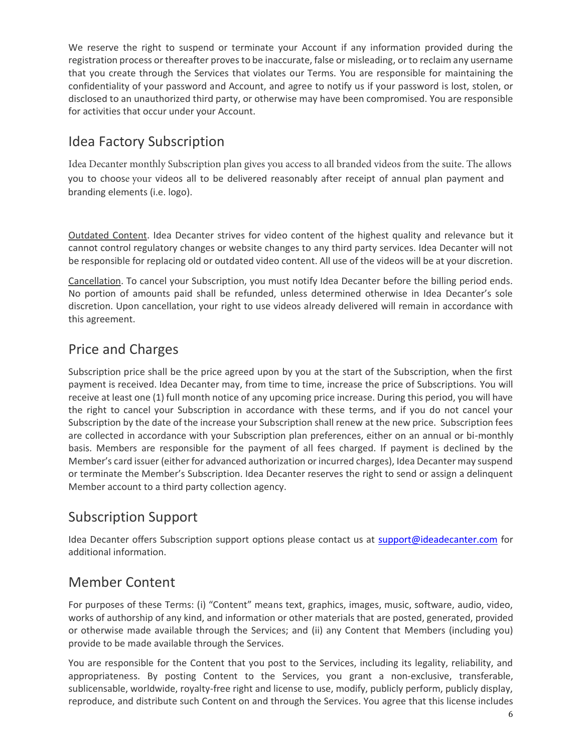We reserve the right to suspend or terminate your Account if any information provided during the registration process or thereafter proves to be inaccurate, false or misleading, or to reclaim any username that you create through the Services that violates our Terms. You are responsible for maintaining the confidentiality of your password and Account, and agree to notify us if your password is lost, stolen, or disclosed to an unauthorized third party, or otherwise may have been compromised. You are responsible for activities that occur under your Account.

## Idea Factory Subscription

Idea Decanter monthly Subscription plan gives you access to all branded videos from the suite. The allows you to choose your videos all to be delivered reasonably after receipt of annual plan payment and branding elements (i.e. logo).

Outdated Content. Idea Decanter strives for video content of the highest quality and relevance but it cannot control regulatory changes or website changes to any third party services. Idea Decanter will not be responsible for replacing old or outdated video content. All use of the videos will be at your discretion.

Cancellation. To cancel your Subscription, you must notify Idea Decanter before the billing period ends. No portion of amounts paid shall be refunded, unless determined otherwise in Idea Decanter's sole discretion. Upon cancellation, your right to use videos already delivered will remain in accordance with this agreement.

## Price and Charges

Subscription price shall be the price agreed upon by you at the start of the Subscription, when the first payment is received. Idea Decanter may, from time to time, increase the price of Subscriptions. You will receive at least one (1) full month notice of any upcoming price increase. During this period, you will have the right to cancel your Subscription in accordance with these terms, and if you do not cancel your Subscription by the date of the increase your Subscription shall renew at the new price. Subscription fees are collected in accordance with your Subscription plan preferences, either on an annual or bi-monthly basis. Members are responsible for the payment of all fees charged. If payment is declined by the Member's card issuer (either for advanced authorization or incurred charges), Idea Decanter may suspend or terminate the Member's Subscription. Idea Decanter reserves the right to send or assign a delinquent Member account to a third party collection agency.

## Subscription Support

Idea Decanter offers Subscription support options please contact us at support@ideadecanter.com for additional information.

## Member Content

For purposes of these Terms: (i) "Content" means text, graphics, images, music, software, audio, video, works of authorship of any kind, and information or other materials that are posted, generated, provided or otherwise made available through the Services; and (ii) any Content that Members (including you) provide to be made available through the Services.

You are responsible for the Content that you post to the Services, including its legality, reliability, and appropriateness. By posting Content to the Services, you grant a non-exclusive, transferable, sublicensable, worldwide, royalty-free right and license to use, modify, publicly perform, publicly display, reproduce, and distribute such Content on and through the Services. You agree that this license includes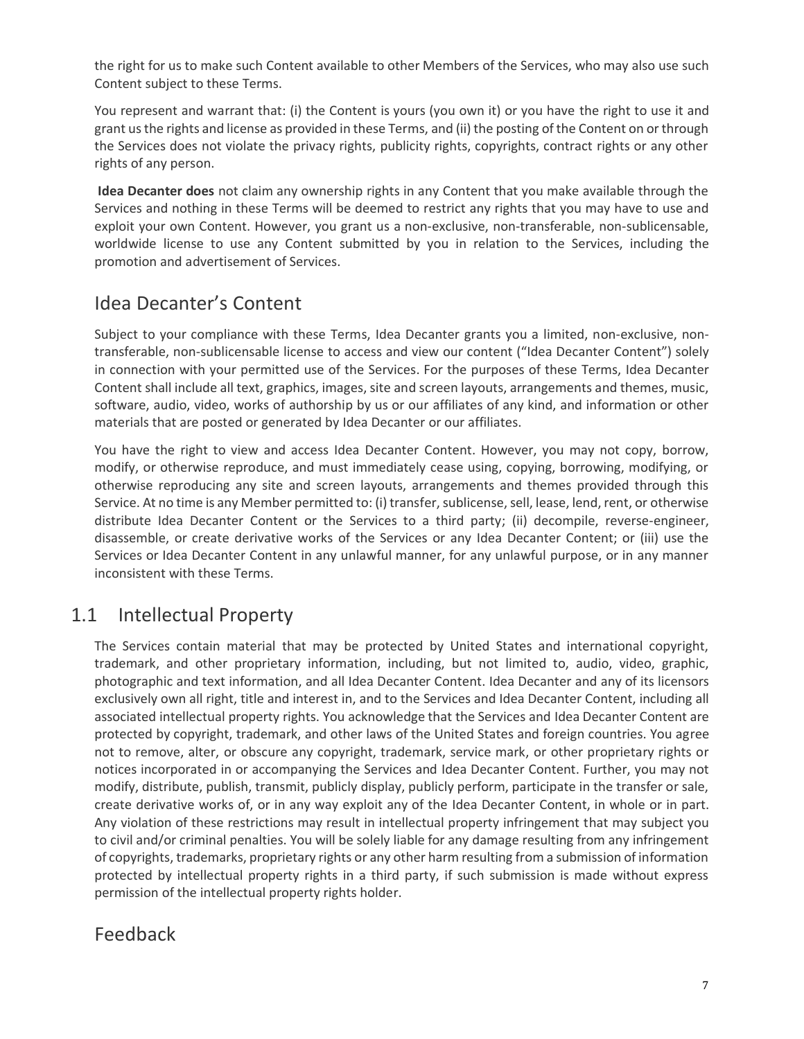the right for us to make such Content available to other Members of the Services, who may also use such Content subject to these Terms.

You represent and warrant that: (i) the Content is yours (you own it) or you have the right to use it and grant us the rights and license as provided in these Terms, and (ii) the posting of the Content on or through the Services does not violate the privacy rights, publicity rights, copyrights, contract rights or any other rights of any person.

**Idea Decanter does** not claim any ownership rights in any Content that you make available through the Services and nothing in these Terms will be deemed to restrict any rights that you may have to use and exploit your own Content. However, you grant us a non-exclusive, non-transferable, non-sublicensable, worldwide license to use any Content submitted by you in relation to the Services, including the promotion and advertisement of Services.

## Idea Decanter's Content

Subject to your compliance with these Terms, Idea Decanter grants you a limited, non-exclusive, non-transferable, non-sublicensable license to access and view our content ("Idea Decanter Content") solely in connection with your permitted use of the Services. For the purposes of these Terms, Idea Decanter Content shall include all text, graphics, images, site and screen layouts, arrangements and themes, music, software, audio, video, works of authorship by us or our affiliates of any kind, and information or other materials that are posted or generated by Idea Decanter or our affiliates.

You have the right to view and access Idea Decanter Content. However, you may not copy, borrow, modify, or otherwise reproduce, and must immediately cease using, copying, borrowing, modifying, or otherwise reproducing any site and screen layouts, arrangements and themes provided through this Service. At no time is any Member permitted to: (i) transfer, sublicense, sell, lease, lend, rent, or otherwise distribute Idea Decanter Content or the Services to a third party; (ii) decompile, reverse-engineer, disassemble, or create derivative works of the Services or any Idea Decanter Content; or (iii) use the Services or Idea Decanter Content in any unlawful manner, for any unlawful purpose, or in any manner inconsistent with these Terms.

## 1.1 Intellectual Property

The Services contain material that may be protected by United States and international copyright, trademark, and other proprietary information, including, but not limited to, audio, video, graphic, photographic and text information, and all Idea Decanter Content. Idea Decanter and any of its licensors exclusively own all right, title and interest in, and to the Services and Idea Decanter Content, including all associated intellectual property rights. You acknowledge that the Services and Idea Decanter Content are protected by copyright, trademark, and other laws of the United States and foreign countries. You agree not to remove, alter, or obscure any copyright, trademark, service mark, or other proprietary rights or notices incorporated in or accompanying the Services and Idea Decanter Content. Further, you may not modify, distribute, publish, transmit, publicly display, publicly perform, participate in the transfer or sale, create derivative works of, or in any way exploit any of the Idea Decanter Content, in whole or in part. Any violation of these restrictions may result in intellectual property infringement that may subject you to civil and/or criminal penalties. You will be solely liable for any damage resulting from any infringement of copyrights, trademarks, proprietary rights or any other harm resulting from a submission of information protected by intellectual property rights in a third party, if such submission is made without express permission of the intellectual property rights holder.

## Feedback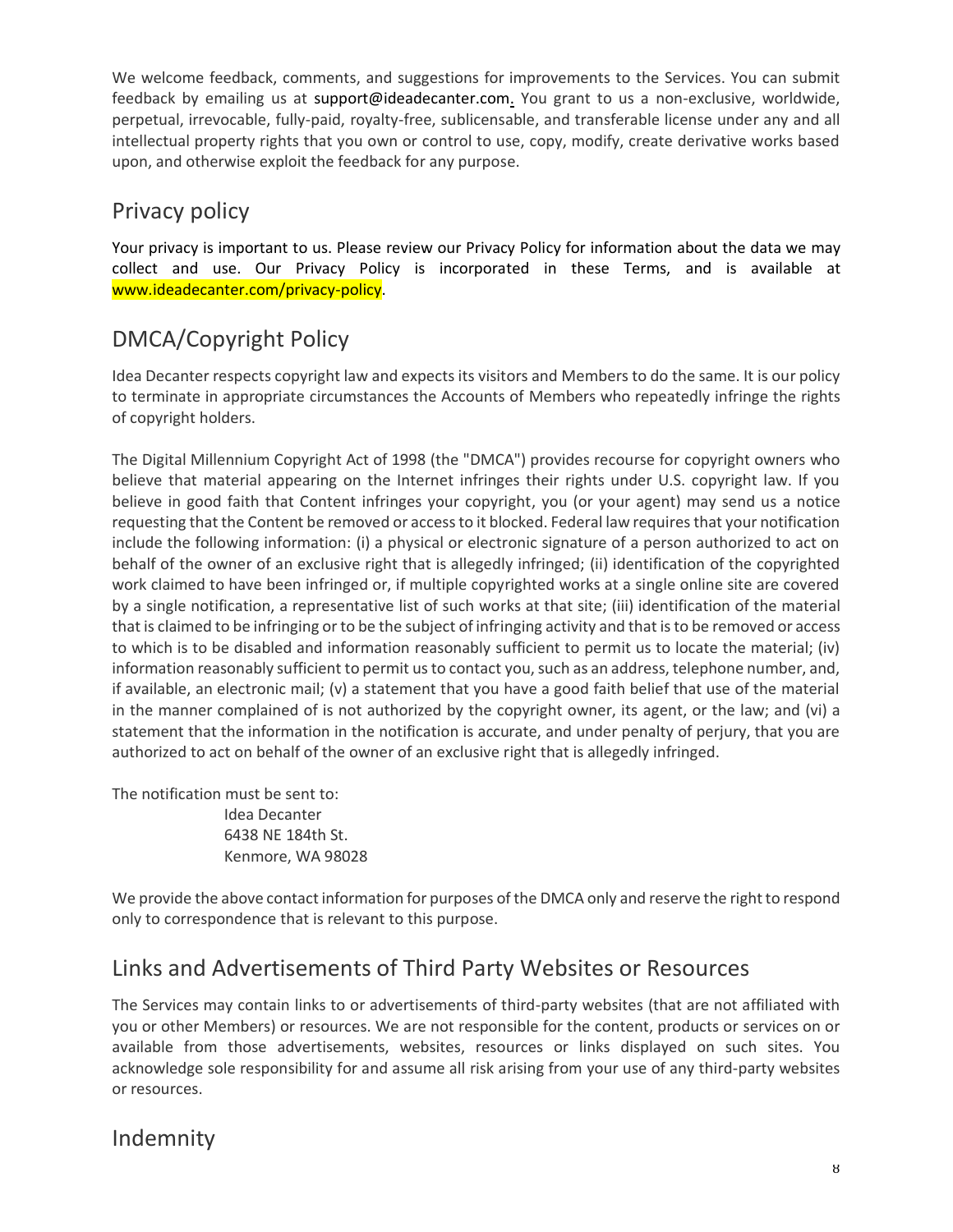We welcome feedback, comments, and suggestions for improvements to the Services. You can submit feedback by emailing us at support@ideadecanter.com. You grant to us a non-exclusive, worldwide, perpetual, irrevocable, fully-paid, royalty-free, sublicensable, and transferable license under any and all intellectual property rights that you own or control to use, copy, modify, create derivative works based upon, and otherwise exploit the feedback for any purpose.

## Privacy policy

Your privacy is important to us. Please review our Privacy Policy for information about the data we may collect and use. Our Privacy Policy is incorporated in these Terms, and is available at www.ideadecanter.com/privacy-policy.

## DMCA/Copyright Policy

Idea Decanter respects copyright law and expects its visitors and Members to do the same. It is our policy to terminate in appropriate circumstances the Accounts of Members who repeatedly infringe the rights of copyright holders.

The Digital Millennium Copyright Act of 1998 (the "DMCA") provides recourse for copyright owners who believe that material appearing on the Internet infringes their rights under U.S. copyright law. If you believe in good faith that Content infringes your copyright, you (or your agent) may send us a notice requesting that the Content be removed or access to it blocked. Federal law requires that your notification include the following information: (i) a physical or electronic signature of a person authorized to act on behalf of the owner of an exclusive right that is allegedly infringed; (ii) identification of the copyrighted work claimed to have been infringed or, if multiple copyrighted works at a single online site are covered by a single notification, a representative list of such works at that site; (iii) identification of the material that is claimed to be infringing or to be the subject of infringing activity and that is to be removed or access to which is to be disabled and information reasonably sufficient to permit us to locate the material; (iv) information reasonably sufficient to permit us to contact you, such as an address, telephone number, and, if available, an electronic mail; (v) a statement that you have a good faith belief that use of the material in the manner complained of is not authorized by the copyright owner, its agent, or the law; and (vi) a statement that the information in the notification is accurate, and under penalty of perjury, that you are authorized to act on behalf of the owner of an exclusive right that is allegedly infringed.

The notification must be sent to:

Idea Decanter
6438 NE 184th St.
Kenmore, WA 98028

We provide the above contact information for purposes of the DMCA only and reserve the right to respond only to correspondence that is relevant to this purpose.

## Links and Advertisements of Third Party Websites or Resources

The Services may contain links to or advertisements of third-party websites (that are not affiliated with you or other Members) or resources. We are not responsible for the content, products or services on or available from those advertisements, websites, resources or links displayed on such sites. You acknowledge sole responsibility for and assume all risk arising from your use of any third-party websites or resources.

## Indemnity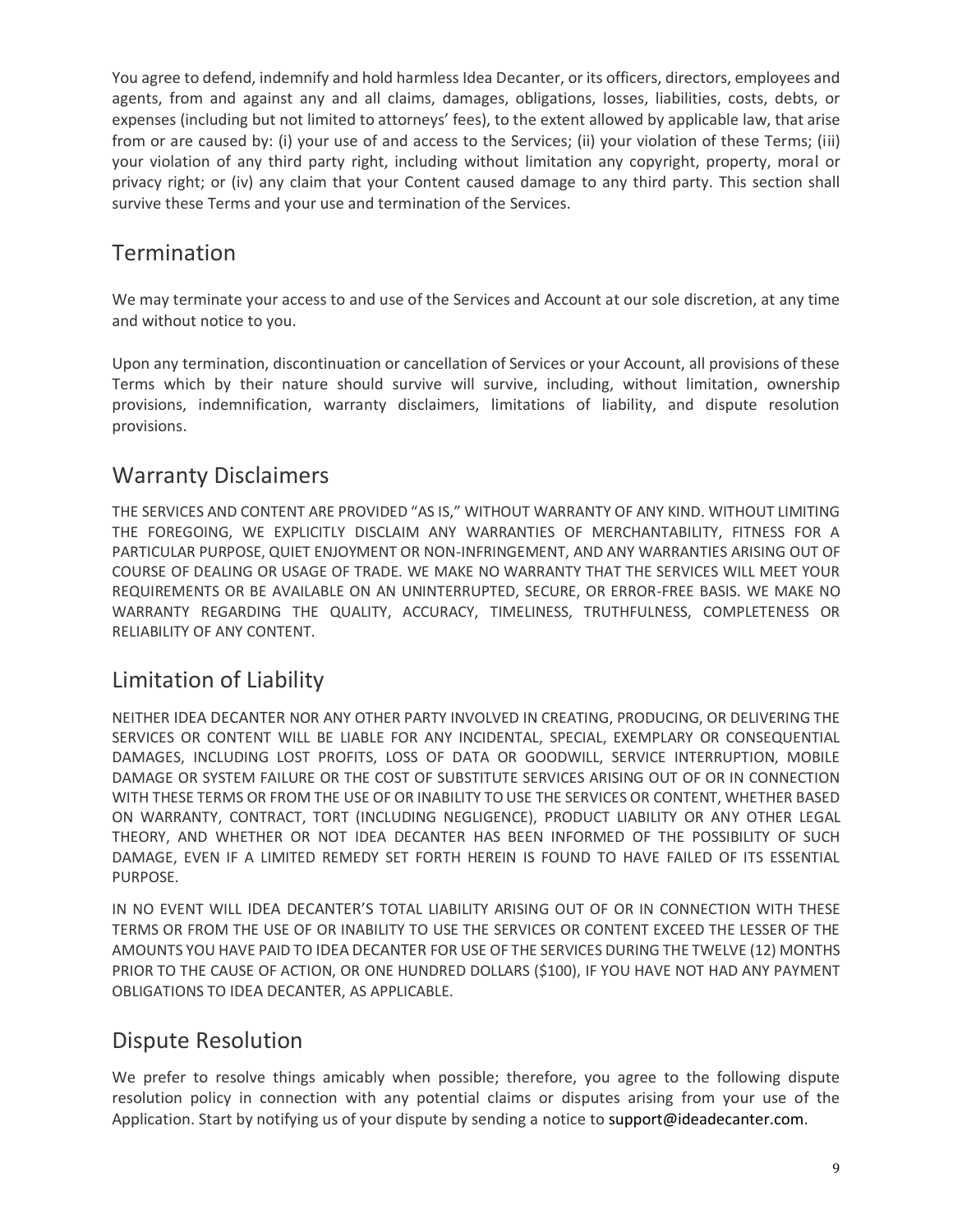You agree to defend, indemnify and hold harmless Idea Decanter, or its officers, directors, employees and agents, from and against any and all claims, damages, obligations, losses, liabilities, costs, debts, or expenses (including but not limited to attorneys' fees), to the extent allowed by applicable law, that arise from or are caused by: (i) your use of and access to the Services; (ii) your violation of these Terms; (iii) your violation of any third party right, including without limitation any copyright, property, moral or privacy right; or (iv) any claim that your Content caused damage to any third party. This section shall survive these Terms and your use and termination of the Services.

## Termination

We may terminate your access to and use of the Services and Account at our sole discretion, at any time and without notice to you.

Upon any termination, discontinuation or cancellation of Services or your Account, all provisions of these Terms which by their nature should survive will survive, including, without limitation, ownership provisions, indemnification, warranty disclaimers, limitations of liability, and dispute resolution provisions.

## Warranty Disclaimers

THE SERVICES AND CONTENT ARE PROVIDED "AS IS," WITHOUT WARRANTY OF ANY KIND. WITHOUT LIMITING THE FOREGOING, WE EXPLICITLY DISCLAIM ANY WARRANTIES OF MERCHANTABILITY, FITNESS FOR A PARTICULAR PURPOSE, QUIET ENJOYMENT OR NON-INFRINGEMENT, AND ANY WARRANTIES ARISING OUT OF COURSE OF DEALING OR USAGE OF TRADE. WE MAKE NO WARRANTY THAT THE SERVICES WILL MEET YOUR REQUIREMENTS OR BE AVAILABLE ON AN UNINTERRUPTED, SECURE, OR ERROR-FREE BASIS. WE MAKE NO WARRANTY REGARDING THE QUALITY, ACCURACY, TIMELINESS, TRUTHFULNESS, COMPLETENESS OR RELIABILITY OF ANY CONTENT.

## Limitation of Liability

NEITHER IDEA DECANTER NOR ANY OTHER PARTY INVOLVED IN CREATING, PRODUCING, OR DELIVERING THE SERVICES OR CONTENT WILL BE LIABLE FOR ANY INCIDENTAL, SPECIAL, EXEMPLARY OR CONSEQUENTIAL DAMAGES, INCLUDING LOST PROFITS, LOSS OF DATA OR GOODWILL, SERVICE INTERRUPTION, MOBILE DAMAGE OR SYSTEM FAILURE OR THE COST OF SUBSTITUTE SERVICES ARISING OUT OF OR IN CONNECTION WITH THESE TERMS OR FROM THE USE OF OR INABILITY TO USE THE SERVICES OR CONTENT, WHETHER BASED ON WARRANTY, CONTRACT, TORT (INCLUDING NEGLIGENCE), PRODUCT LIABILITY OR ANY OTHER LEGAL THEORY, AND WHETHER OR NOT IDEA DECANTER HAS BEEN INFORMED OF THE POSSIBILITY OF SUCH DAMAGE, EVEN IF A LIMITED REMEDY SET FORTH HEREIN IS FOUND TO HAVE FAILED OF ITS ESSENTIAL PURPOSE.

IN NO EVENT WILL IDEA DECANTER'S TOTAL LIABILITY ARISING OUT OF OR IN CONNECTION WITH THESE TERMS OR FROM THE USE OF OR INABILITY TO USE THE SERVICES OR CONTENT EXCEED THE LESSER OF THE AMOUNTS YOU HAVE PAID TO IDEA DECANTER FOR USE OF THE SERVICES DURING THE TWELVE (12) MONTHS PRIOR TO THE CAUSE OF ACTION, OR ONE HUNDRED DOLLARS ($100), IF YOU HAVE NOT HAD ANY PAYMENT OBLIGATIONS TO IDEA DECANTER, AS APPLICABLE.

## Dispute Resolution

We prefer to resolve things amicably when possible; therefore, you agree to the following dispute resolution policy in connection with any potential claims or disputes arising from your use of the Application. Start by notifying us of your dispute by sending a notice to support@ideadecanter.com.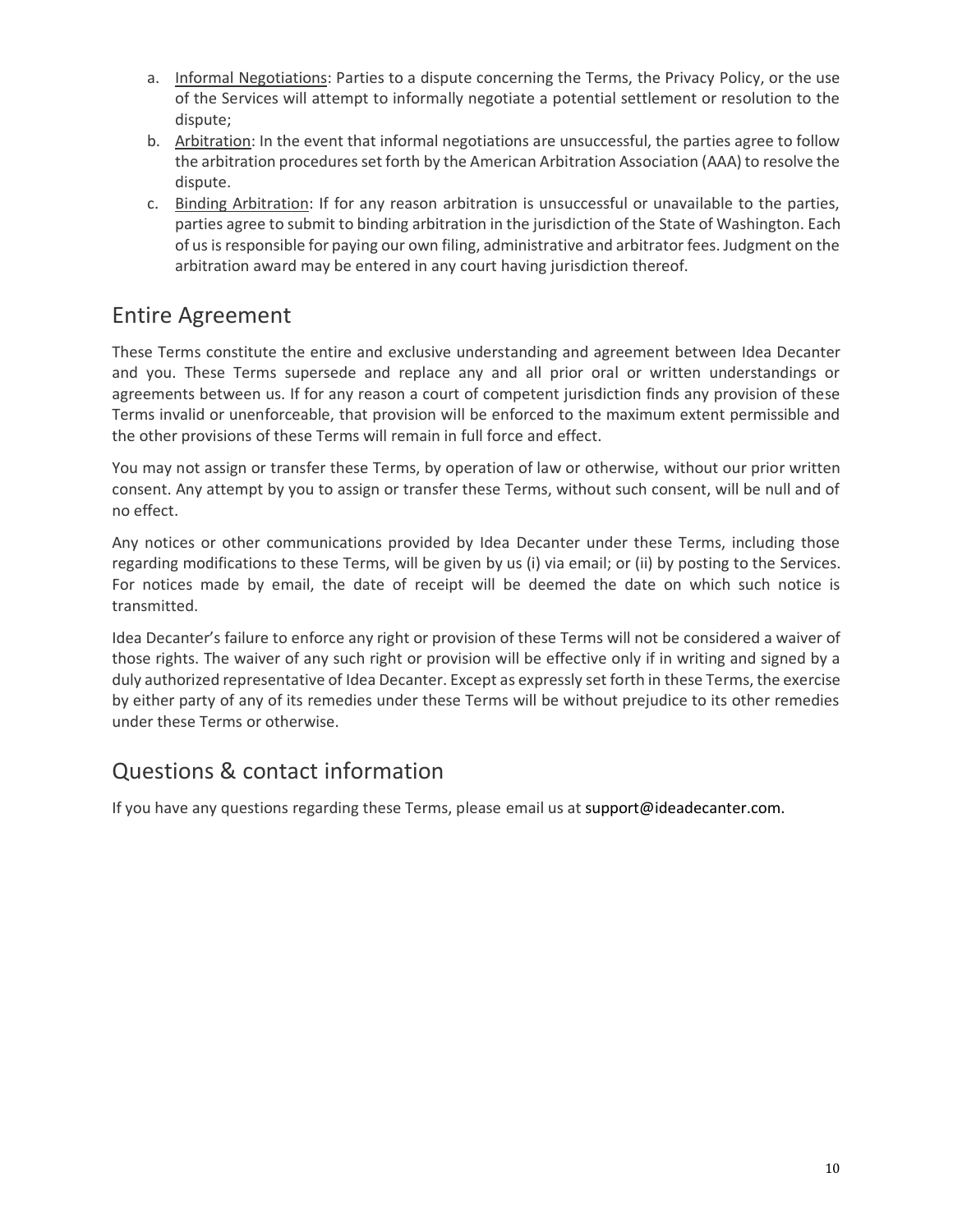a. Informal Negotiations: Parties to a dispute concerning the Terms, the Privacy Policy, or the use of the Services will attempt to informally negotiate a potential settlement or resolution to the dispute;
b. Arbitration: In the event that informal negotiations are unsuccessful, the parties agree to follow the arbitration procedures set forth by the American Arbitration Association (AAA) to resolve the dispute.
c. Binding Arbitration: If for any reason arbitration is unsuccessful or unavailable to the parties, parties agree to submit to binding arbitration in the jurisdiction of the State of Washington. Each of us is responsible for paying our own filing, administrative and arbitrator fees. Judgment on the arbitration award may be entered in any court having jurisdiction thereof.

## Entire Agreement

These Terms constitute the entire and exclusive understanding and agreement between Idea Decanter and you. These Terms supersede and replace any and all prior oral or written understandings or agreements between us. If for any reason a court of competent jurisdiction finds any provision of these Terms invalid or unenforceable, that provision will be enforced to the maximum extent permissible and the other provisions of these Terms will remain in full force and effect.

You may not assign or transfer these Terms, by operation of law or otherwise, without our prior written consent. Any attempt by you to assign or transfer these Terms, without such consent, will be null and of no effect.

Any notices or other communications provided by Idea Decanter under these Terms, including those regarding modifications to these Terms, will be given by us (i) via email; or (ii) by posting to the Services. For notices made by email, the date of receipt will be deemed the date on which such notice is transmitted.

Idea Decanter's failure to enforce any right or provision of these Terms will not be considered a waiver of those rights. The waiver of any such right or provision will be effective only if in writing and signed by a duly authorized representative of Idea Decanter. Except as expressly set forth in these Terms, the exercise by either party of any of its remedies under these Terms will be without prejudice to its other remedies under these Terms or otherwise.

## Questions & contact information

If you have any questions regarding these Terms, please email us at support@ideadecanter.com.